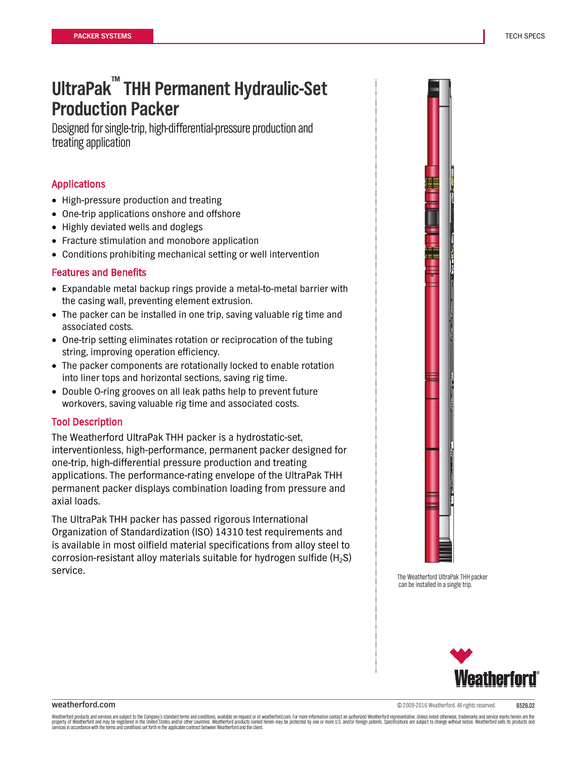# UltraPak™ THH Permanent Hydraulic-Set Production Packer

Designed for single-trip, high-differential-pressure production and treating application

## Applications

- High-pressure production and treating
- One-trip applications onshore and offshore
- Highly deviated wells and doglegs
- Fracture stimulation and monobore application
- Conditions prohibiting mechanical setting or well intervention

## Features and Benefits

- Expandable metal backup rings provide a metal-to-metal barrier with the casing wall, preventing element extrusion.
- The packer can be installed in one trip, saving valuable rig time and associated costs.
- One-trip setting eliminates rotation or reciprocation of the tubing string, improving operation efficiency.
- The packer components are rotationally locked to enable rotation into liner tops and horizontal sections, saving rig time.
- Double O-ring grooves on all leak paths help to prevent future workovers, saving valuable rig time and associated costs.

## Tool Description

The Weatherford UltraPak THH packer is a hydrostatic-set, interventionless, high-performance, permanent packer designed for one-trip, high-differential pressure production and treating applications. The performance-rating envelope of the UltraPak THH permanent packer displays combination loading from pressure and axial loads.

The UltraPak THH packer has passed rigorous International Organization of Standardization (ISO) 14310 test requirements and is available in most oilfield material specifications from alloy steel to corrosion-resistant alloy materials suitable for hydrogen sulfide ($H_2S$) service.

The Weatherford UltraPak THH packer can be installed in a single trip.

weatherford.com

© 2009-2016 Weatherford. All rights reserved. 6529.02

Weatherford products and services are subject to the Company's standard terms and conditions, available on request or at weatherford.com. For more information contact an authorized Weatherford representative. Unless noted otherwise, trademarks and service marks herein are the property of Weatherford and may be registered in the United States and/or other countries. Weatherford products named herein may be protected by one or more U.S. and/or foreign patents. Specifications are subject to change without notice. Weatherford sells its products and services in accordance with the terms and conditions set forth in the applicable contract between Weatherford and the client.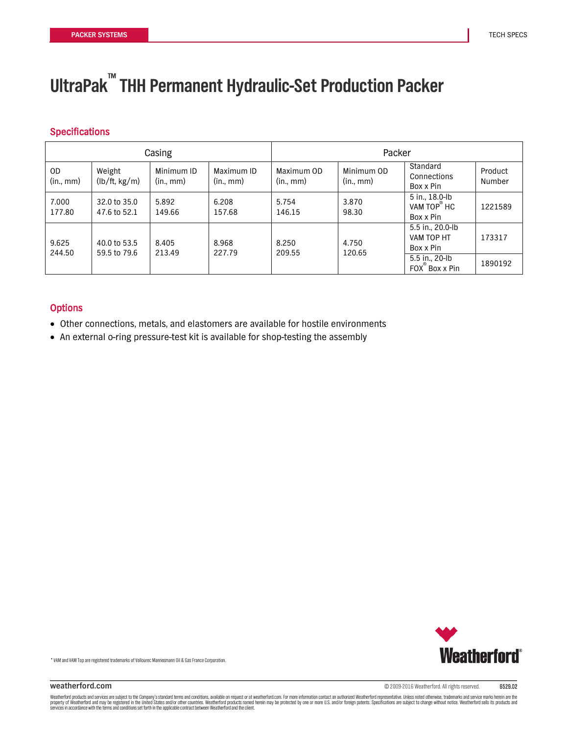# UltraPak™ THH Permanent Hydraulic-Set Production Packer

## Specifications

| Casing | | | | Packer | | | |
|---|---|---|---|---|---|---|---|
| OD (in., mm) | Weight (lb/ft, kg/m) | Minimum ID (in., mm) | Maximum ID (in., mm) | Maximum OD (in., mm) | Minimum OD (in., mm) | Standard Connections Box x Pin | Product Number |
| 7.000 177.80 | 32.0 to 35.0 47.6 to 52.1 | 5.892 149.66 | 6.208 157.68 | 5.754 146.15 | 3.870 98.30 | 5 in., 18.0-lb VAM TOP® HC Box x Pin | 1221589 |
| 9.625 244.50 | 40.0 to 53.5 59.5 to 79.6 | 8.405 213.49 | 8.968 227.79 | 8.250 209.55 | 4.750 120.65 | 5.5 in., 20.0-lb VAM TOP HT Box x Pin | 173317 |
| | | | | | | 5.5 in., 20-lb FOX® Box x Pin | 1890192 |

## Options

- Other connections, metals, and elastomers are available for hostile environments
- An external o-ring pressure-test kit is available for shop-testing the assembly

* VAM and VAM Top are registered trademarks of Vallourec Mannesmann Oil & Gas France Corporation.

weatherford.com

© 2009-2016 Weatherford. All rights reserved. 6529.02

Weatherford products and services are subject to the Company's standard terms and conditions, available on request or at weatherford.com. For more information contact an authorized Weatherford representative. Unless noted otherwise, trademarks and service marks herein are the property of Weatherford and may be registered in the United States and/or other countries. Weatherford products named herein may be protected by one or more U.S. and/or foreign patents. Specifications are subject to change without notice. Weatherford sells its products and services in accordance with the terms and conditions set forth in the applicable contract between Weatherford and the client.